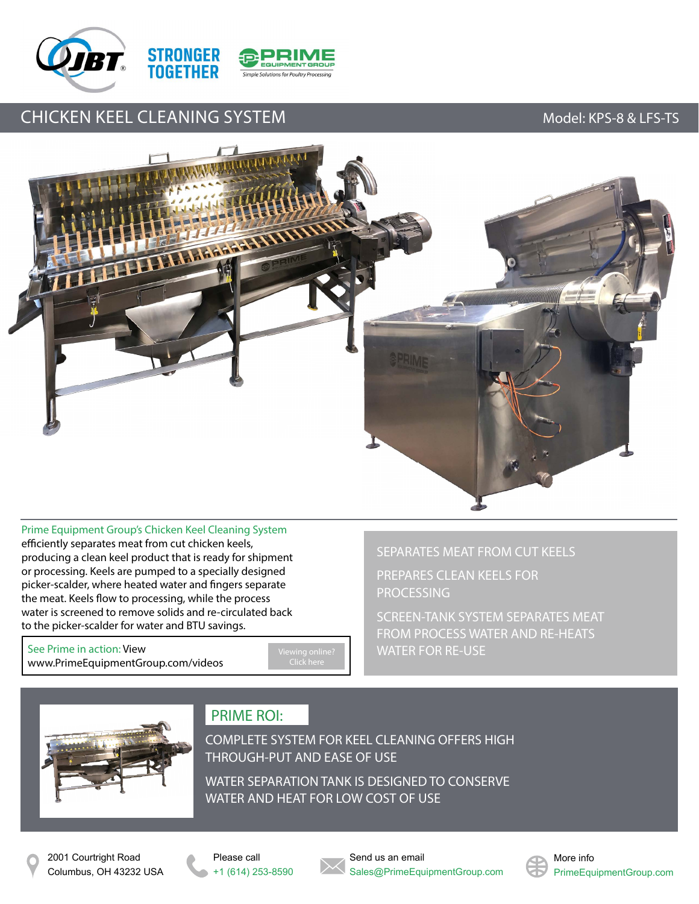STRONGER TOGETHER

# CHICKEN KEEL CLEANING SYSTEM

Model: KPS-8 & LFS-TS

Prime Equipment Group's Chicken Keel Cleaning System efficiently separates meat from cut chicken keels, producing a clean keel product that is ready for shipment or processing. Keels are pumped to a specially designed picker-scalder, where heated water and fingers separate the meat. Keels flow to processing, while the process water is screened to remove solids and re-circulated back to the picker-scalder for water and BTU savings.

See Prime in action: View www.PrimeEquipmentGroup.com/videos

Viewing online? Click here

- SEPARATES MEAT FROM CUT KEELS
- PREPARES CLEAN KEELS FOR PROCESSING
- SCREEN-TANK SYSTEM SEPARATES MEAT FROM PROCESS WATER AND RE-HEATS WATER FOR RE-USE

## PRIME ROI:

- COMPLETE SYSTEM FOR KEEL CLEANING OFFERS HIGH THROUGH-PUT AND EASE OF USE
- WATER SEPARATION TANK IS DESIGNED TO CONSERVE WATER AND HEAT FOR LOW COST OF USE

2001 Courtright Road
Columbus, OH 43232 USA

Please call
+1 (614) 253-8590

Send us an email
Sales@PrimeEquipmentGroup.com

More info
PrimeEquipmentGroup.com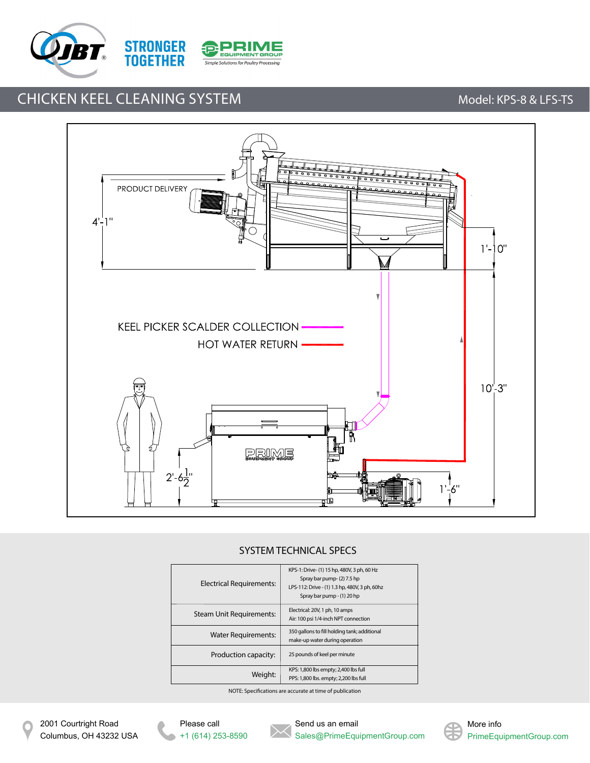STRONGER TOGETHER

PRIME EQUIPMENT GROUP

*Simple Solutions for Poultry Processing*

# CHICKEN KEEL CLEANING SYSTEM

Model: KPS-8 & LFS-TS

PRODUCT DELIVERY

4'-1"

1'-10"

KEEL PICKER SCALDER COLLECTION

HOT WATER RETURN

10'-3"

2'-6½"

1'-6"

## SYSTEM TECHNICAL SPECS

| | |
|---|---|
| Electrical Requirements: | KPS-1: Drive- (1) 15 hp, 480V, 3 ph, 60 Hz<br>Spray bar pump- (2) 7.5 hp<br>LPS-112: Drive - (1) 1.3 hp, 480V, 3 ph, 60hz<br>Spray bar pump - (1) 20 hp |
| Steam Unit Requirements: | Electrical: 20V, 1 ph, 10 amps<br>Air: 100 psi 1/4-inch NPT connection |
| Water Requirements: | 350 gallons to fill holding tank; additional make-up water during operation |
| Production capacity: | 25 pounds of keel per minute |
| Weight: | KPS: 1,800 lbs empty; 2,400 lbs full<br>PPS: 1,800 lbs. empty; 2,200 lbs full |

NOTE: Specifications are accurate at time of publication

2001 Courtright Road
Columbus, OH 43232 USA

Please call
+1 (614) 253-8590

Send us an email
Sales@PrimeEquipmentGroup.com

More info
PrimeEquipmentGroup.com